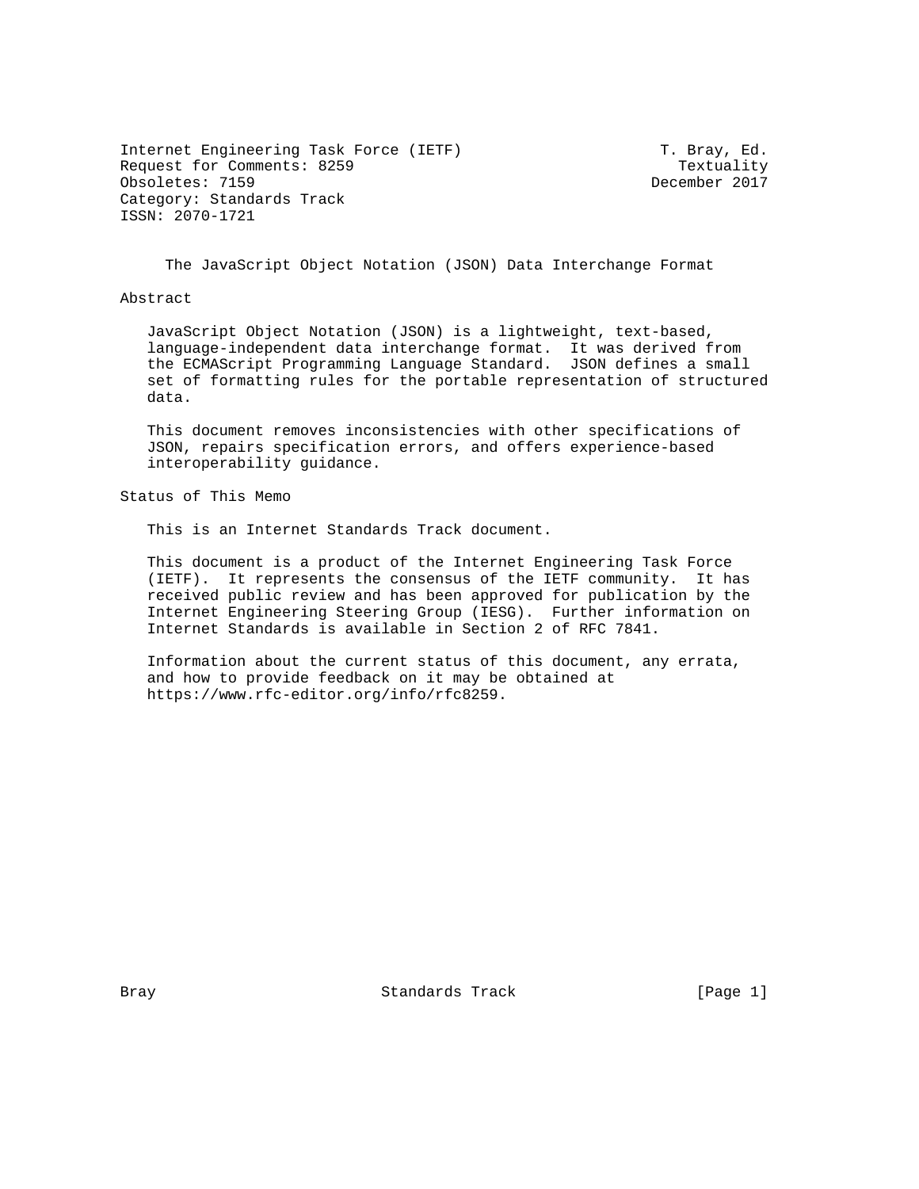Internet Engineering Task Force (IETF) T. Bray, Ed.
Request for Comments: 8259 Textuality
Obsoletes: 7159 December 2017
Category: Standards Track
ISSN: 2070-1721

# The JavaScript Object Notation (JSON) Data Interchange Format

## Abstract

JavaScript Object Notation (JSON) is a lightweight, text-based, language-independent data interchange format. It was derived from the ECMAScript Programming Language Standard. JSON defines a small set of formatting rules for the portable representation of structured data.

This document removes inconsistencies with other specifications of JSON, repairs specification errors, and offers experience-based interoperability guidance.

## Status of This Memo

This is an Internet Standards Track document.

This document is a product of the Internet Engineering Task Force (IETF). It represents the consensus of the IETF community. It has received public review and has been approved for publication by the Internet Engineering Steering Group (IESG). Further information on Internet Standards is available in Section 2 of RFC 7841.

Information about the current status of this document, any errata, and how to provide feedback on it may be obtained at https://www.rfc-editor.org/info/rfc8259.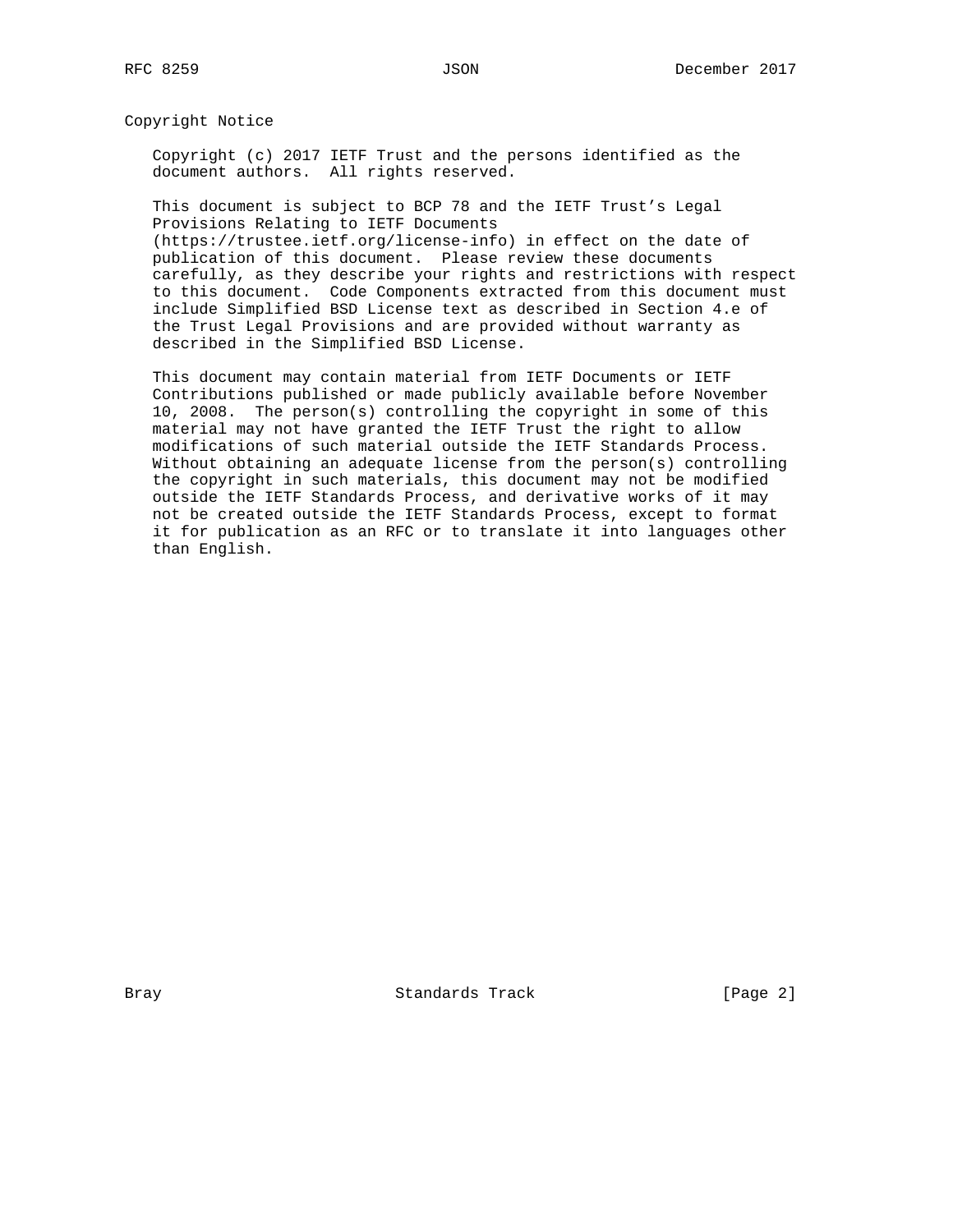## Copyright Notice

Copyright (c) 2017 IETF Trust and the persons identified as the document authors. All rights reserved.

This document is subject to BCP 78 and the IETF Trust's Legal Provisions Relating to IETF Documents (https://trustee.ietf.org/license-info) in effect on the date of publication of this document. Please review these documents carefully, as they describe your rights and restrictions with respect to this document. Code Components extracted from this document must include Simplified BSD License text as described in Section 4.e of the Trust Legal Provisions and are provided without warranty as described in the Simplified BSD License.

This document may contain material from IETF Documents or IETF Contributions published or made publicly available before November 10, 2008. The person(s) controlling the copyright in some of this material may not have granted the IETF Trust the right to allow modifications of such material outside the IETF Standards Process. Without obtaining an adequate license from the person(s) controlling the copyright in such materials, this document may not be modified outside the IETF Standards Process, and derivative works of it may not be created outside the IETF Standards Process, except to format it for publication as an RFC or to translate it into languages other than English.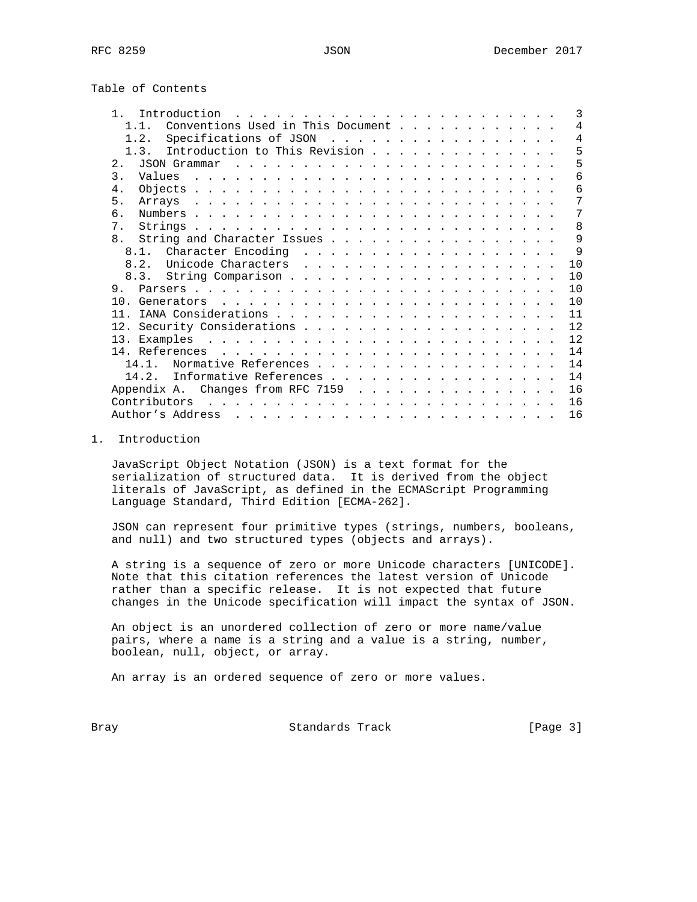## Table of Contents

| Section | Page |
|---|---|
| 1. Introduction | 3 |
| 1.1. Conventions Used in This Document | 4 |
| 1.2. Specifications of JSON | 4 |
| 1.3. Introduction to This Revision | 5 |
| 2. JSON Grammar | 5 |
| 3. Values | 6 |
| 4. Objects | 6 |
| 5. Arrays | 7 |
| 6. Numbers | 7 |
| 7. Strings | 8 |
| 8. String and Character Issues | 9 |
| 8.1. Character Encoding | 9 |
| 8.2. Unicode Characters | 10 |
| 8.3. String Comparison | 10 |
| 9. Parsers | 10 |
| 10. Generators | 10 |
| 11. IANA Considerations | 11 |
| 12. Security Considerations | 12 |
| 13. Examples | 12 |
| 14. References | 14 |
| 14.1. Normative References | 14 |
| 14.2. Informative References | 14 |
| Appendix A. Changes from RFC 7159 | 16 |
| Contributors | 16 |
| Author's Address | 16 |

## 1. Introduction

JavaScript Object Notation (JSON) is a text format for the serialization of structured data. It is derived from the object literals of JavaScript, as defined in the ECMAScript Programming Language Standard, Third Edition [ECMA-262].

JSON can represent four primitive types (strings, numbers, booleans, and null) and two structured types (objects and arrays).

A string is a sequence of zero or more Unicode characters [UNICODE]. Note that this citation references the latest version of Unicode rather than a specific release. It is not expected that future changes in the Unicode specification will impact the syntax of JSON.

An object is an unordered collection of zero or more name/value pairs, where a name is a string and a value is a string, number, boolean, null, object, or array.

An array is an ordered sequence of zero or more values.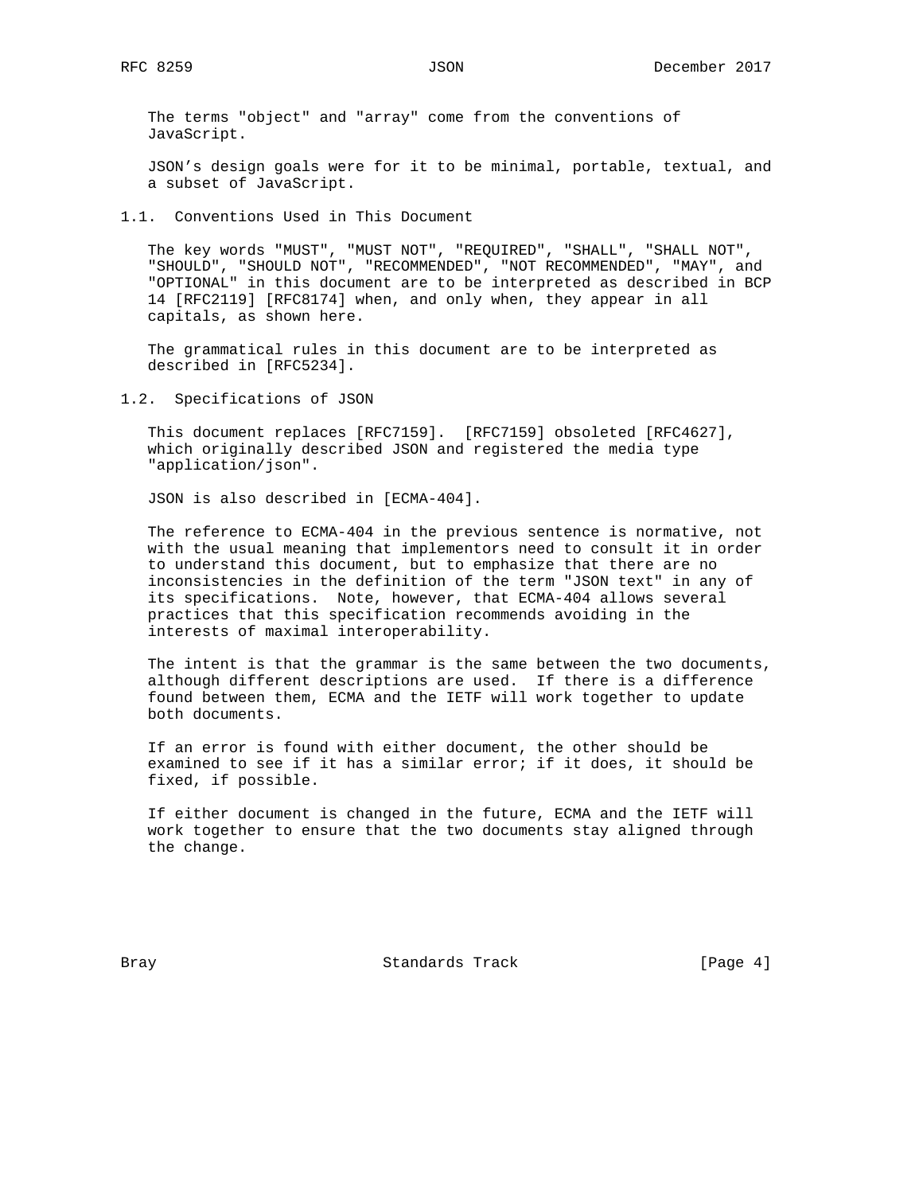The terms "object" and "array" come from the conventions of JavaScript.

JSON's design goals were for it to be minimal, portable, textual, and a subset of JavaScript.

## 1.1. Conventions Used in This Document

The key words "MUST", "MUST NOT", "REQUIRED", "SHALL", "SHALL NOT", "SHOULD", "SHOULD NOT", "RECOMMENDED", "NOT RECOMMENDED", "MAY", and "OPTIONAL" in this document are to be interpreted as described in BCP 14 [RFC2119] [RFC8174] when, and only when, they appear in all capitals, as shown here.

The grammatical rules in this document are to be interpreted as described in [RFC5234].

## 1.2. Specifications of JSON

This document replaces [RFC7159]. [RFC7159] obsoleted [RFC4627], which originally described JSON and registered the media type "application/json".

JSON is also described in [ECMA-404].

The reference to ECMA-404 in the previous sentence is normative, not with the usual meaning that implementors need to consult it in order to understand this document, but to emphasize that there are no inconsistencies in the definition of the term "JSON text" in any of its specifications. Note, however, that ECMA-404 allows several practices that this specification recommends avoiding in the interests of maximal interoperability.

The intent is that the grammar is the same between the two documents, although different descriptions are used. If there is a difference found between them, ECMA and the IETF will work together to update both documents.

If an error is found with either document, the other should be examined to see if it has a similar error; if it does, it should be fixed, if possible.

If either document is changed in the future, ECMA and the IETF will work together to ensure that the two documents stay aligned through the change.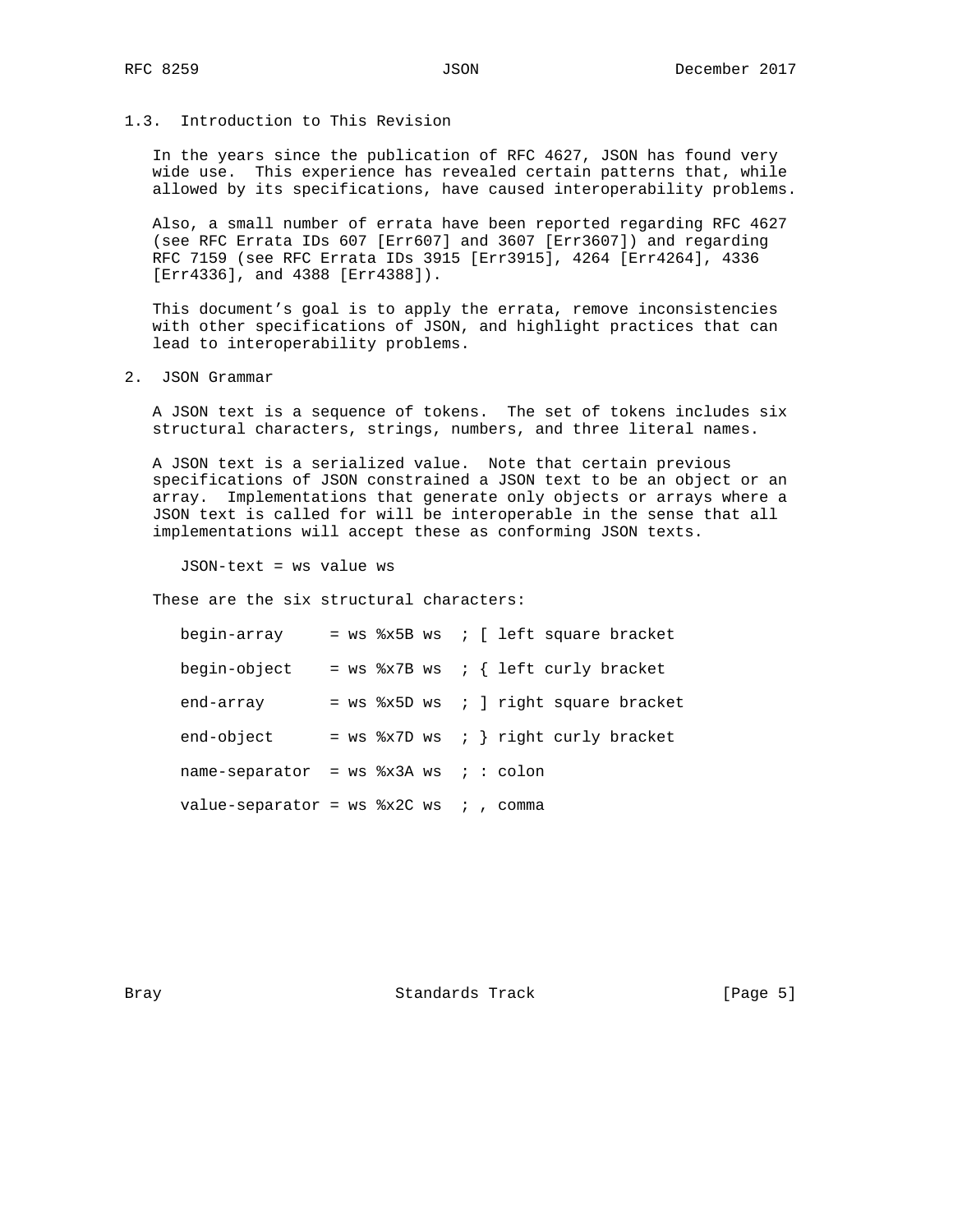### 1.3. Introduction to This Revision

In the years since the publication of RFC 4627, JSON has found very wide use. This experience has revealed certain patterns that, while allowed by its specifications, have caused interoperability problems.

Also, a small number of errata have been reported regarding RFC 4627 (see RFC Errata IDs 607 [Err607] and 3607 [Err3607]) and regarding RFC 7159 (see RFC Errata IDs 3915 [Err3915], 4264 [Err4264], 4336 [Err4336], and 4388 [Err4388]).

This document's goal is to apply the errata, remove inconsistencies with other specifications of JSON, and highlight practices that can lead to interoperability problems.

## 2. JSON Grammar

A JSON text is a sequence of tokens. The set of tokens includes six structural characters, strings, numbers, and three literal names.

A JSON text is a serialized value. Note that certain previous specifications of JSON constrained a JSON text to be an object or an array. Implementations that generate only objects or arrays where a JSON text is called for will be interoperable in the sense that all implementations will accept these as conforming JSON texts.

```
JSON-text = ws value ws
```

These are the six structural characters:

```
begin-array     = ws %x5B ws  ; [ left square bracket

begin-object    = ws %x7B ws  ; { left curly bracket

end-array       = ws %x5D ws  ; ] right square bracket

end-object      = ws %x7D ws  ; } right curly bracket

name-separator  = ws %x3A ws  ; : colon

value-separator = ws %x2C ws  ; , comma
```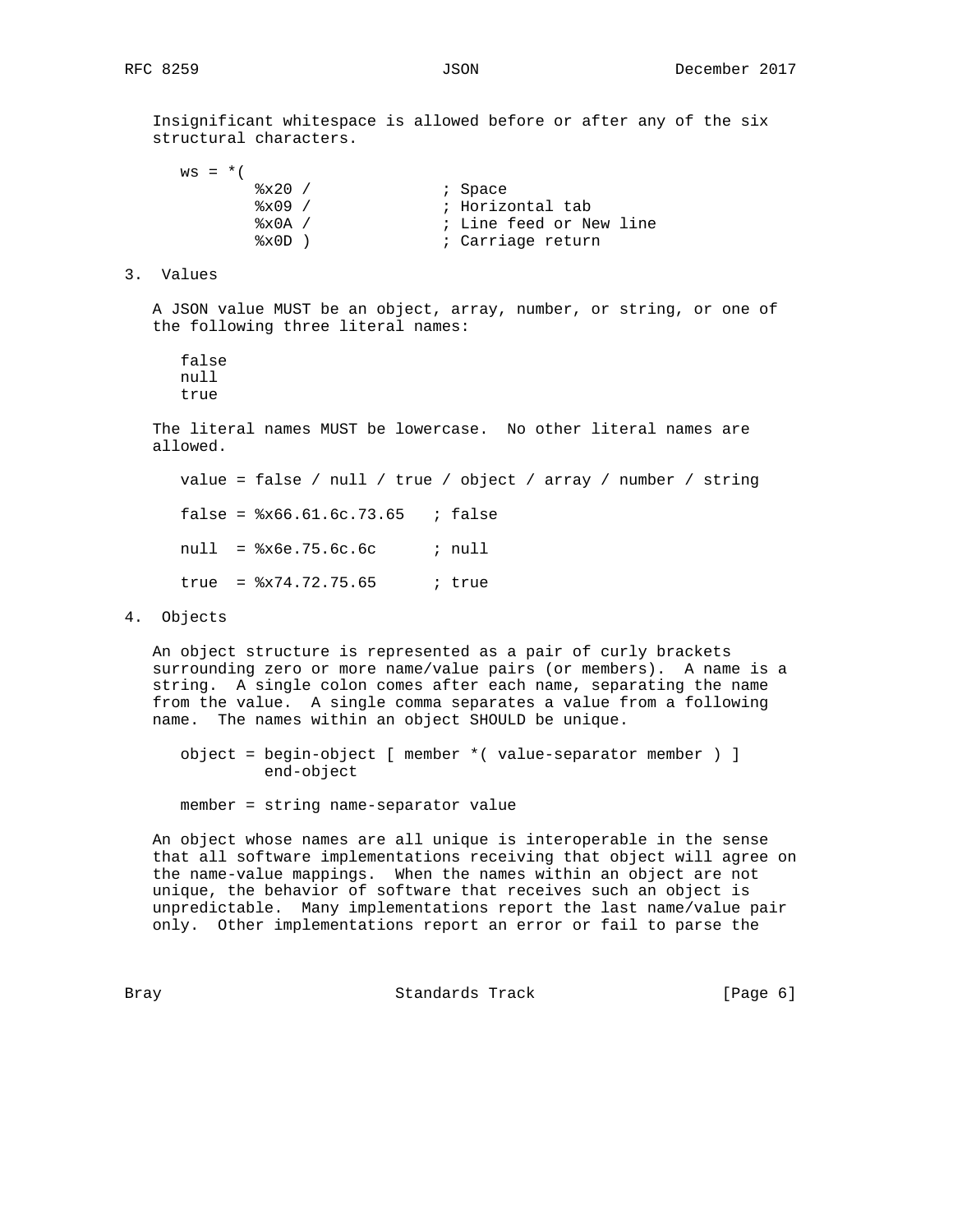Insignificant whitespace is allowed before or after any of the six structural characters.

```
ws = *(
        %x20 /              ; Space
        %x09 /              ; Horizontal tab
        %x0A /              ; Line feed or New line
        %x0D )              ; Carriage return
```

## 3. Values

A JSON value MUST be an object, array, number, or string, or one of the following three literal names:

```
false
null
true
```

The literal names MUST be lowercase. No other literal names are allowed.

```
value = false / null / true / object / array / number / string

false = %x66.61.6c.73.65   ; false

null  = %x6e.75.6c.6c      ; null

true  = %x74.72.75.65      ; true
```

## 4. Objects

An object structure is represented as a pair of curly brackets surrounding zero or more name/value pairs (or members). A name is a string. A single colon comes after each name, separating the name from the value. A single comma separates a value from a following name. The names within an object SHOULD be unique.

```
object = begin-object [ member *( value-separator member ) ]
         end-object

member = string name-separator value
```

An object whose names are all unique is interoperable in the sense that all software implementations receiving that object will agree on the name-value mappings. When the names within an object are not unique, the behavior of software that receives such an object is unpredictable. Many implementations report the last name/value pair only. Other implementations report an error or fail to parse the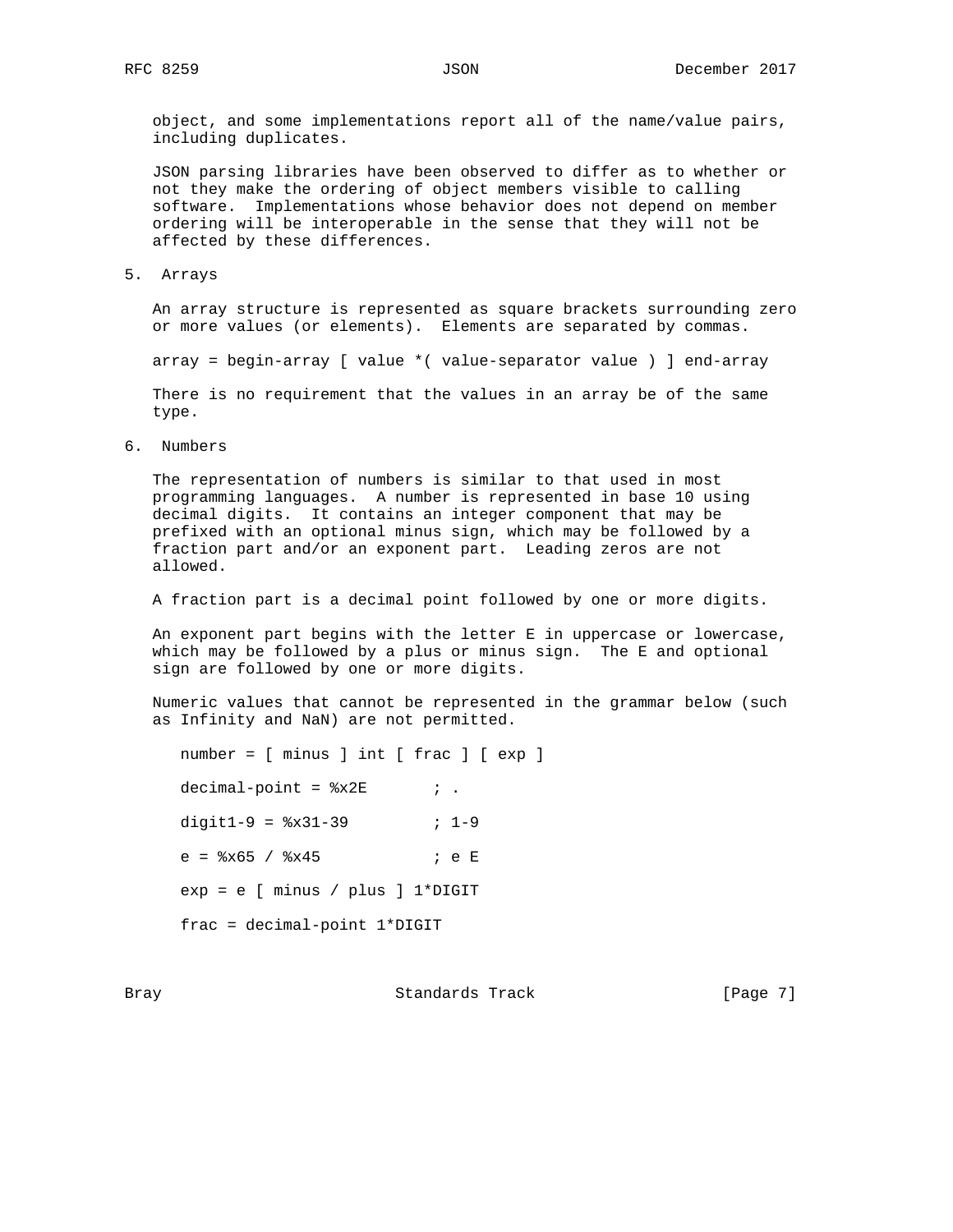object, and some implementations report all of the name/value pairs, including duplicates.

JSON parsing libraries have been observed to differ as to whether or not they make the ordering of object members visible to calling software. Implementations whose behavior does not depend on member ordering will be interoperable in the sense that they will not be affected by these differences.

## 5. Arrays

An array structure is represented as square brackets surrounding zero or more values (or elements). Elements are separated by commas.

```
array = begin-array [ value *( value-separator value ) ] end-array
```

There is no requirement that the values in an array be of the same type.

## 6. Numbers

The representation of numbers is similar to that used in most programming languages. A number is represented in base 10 using decimal digits. It contains an integer component that may be prefixed with an optional minus sign, which may be followed by a fraction part and/or an exponent part. Leading zeros are not allowed.

A fraction part is a decimal point followed by one or more digits.

An exponent part begins with the letter E in uppercase or lowercase, which may be followed by a plus or minus sign. The E and optional sign are followed by one or more digits.

Numeric values that cannot be represented in the grammar below (such as Infinity and NaN) are not permitted.

```
number = [ minus ] int [ frac ] [ exp ]

decimal-point = %x2E       ; .

digit1-9 = %x31-39         ; 1-9

e = %x65 / %x45            ; e E

exp = e [ minus / plus ] 1*DIGIT

frac = decimal-point 1*DIGIT
```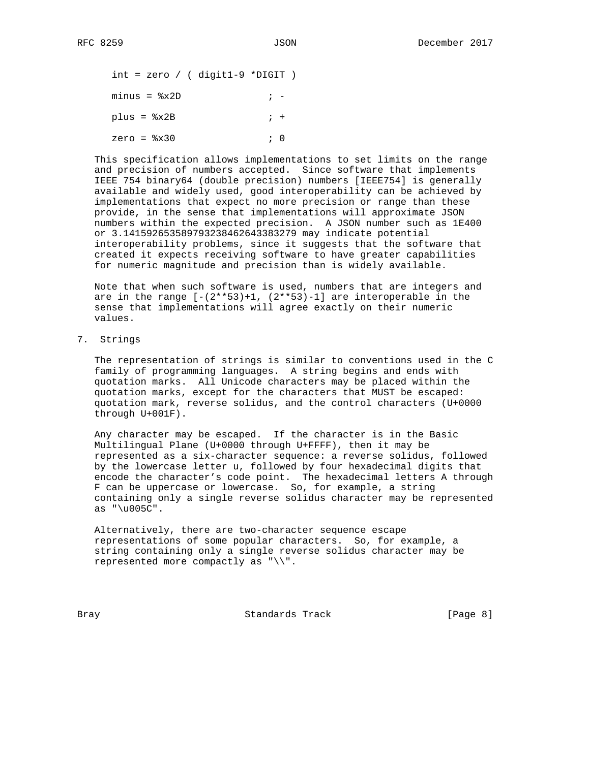```
int = zero / ( digit1-9 *DIGIT )

minus = %x2D               ; -

plus = %x2B                ; +

zero = %x30                ; 0
```

This specification allows implementations to set limits on the range and precision of numbers accepted. Since software that implements IEEE 754 binary64 (double precision) numbers [IEEE754] is generally available and widely used, good interoperability can be achieved by implementations that expect no more precision or range than these provide, in the sense that implementations will approximate JSON numbers within the expected precision. A JSON number such as 1E400 or 3.141592653589793238462643383279 may indicate potential interoperability problems, since it suggests that the software that created it expects receiving software to have greater capabilities for numeric magnitude and precision than is widely available.

Note that when such software is used, numbers that are integers and are in the range [-(2**53)+1, (2**53)-1] are interoperable in the sense that implementations will agree exactly on their numeric values.

## 7. Strings

The representation of strings is similar to conventions used in the C family of programming languages. A string begins and ends with quotation marks. All Unicode characters may be placed within the quotation marks, except for the characters that MUST be escaped: quotation mark, reverse solidus, and the control characters (U+0000 through U+001F).

Any character may be escaped. If the character is in the Basic Multilingual Plane (U+0000 through U+FFFF), then it may be represented as a six-character sequence: a reverse solidus, followed by the lowercase letter u, followed by four hexadecimal digits that encode the character's code point. The hexadecimal letters A through F can be uppercase or lowercase. So, for example, a string containing only a single reverse solidus character may be represented as "\u005C".

Alternatively, there are two-character sequence escape representations of some popular characters. So, for example, a string containing only a single reverse solidus character may be represented more compactly as "\\".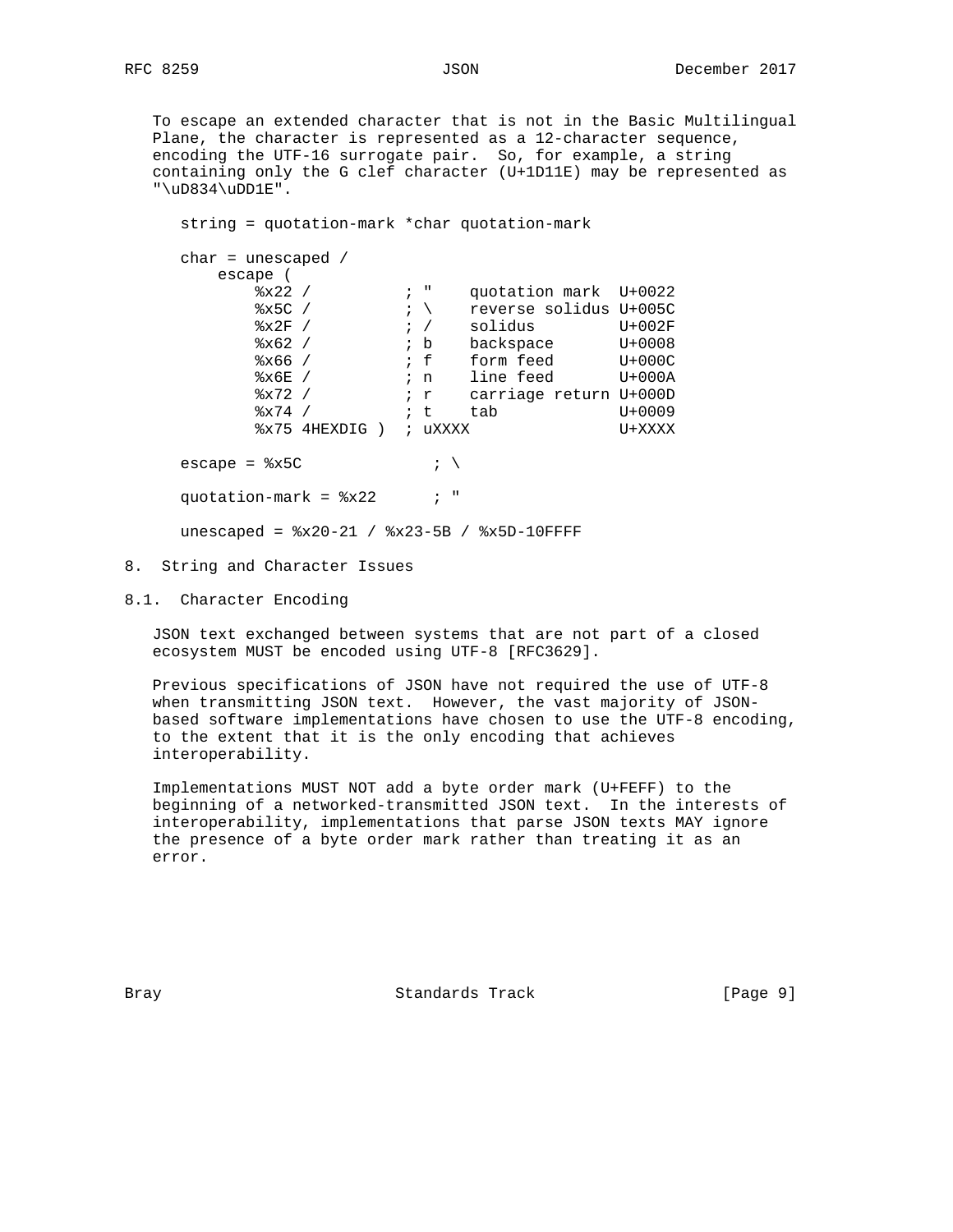To escape an extended character that is not in the Basic Multilingual Plane, the character is represented as a 12-character sequence, encoding the UTF-16 surrogate pair. So, for example, a string containing only the G clef character (U+1D11E) may be represented as "\uD834\uDD1E".

```
string = quotation-mark *char quotation-mark

char = unescaped /
    escape (
        %x22 /          ; "    quotation mark  U+0022
        %x5C /          ; \    reverse solidus U+005C
        %x2F /          ; /    solidus         U+002F
        %x62 /          ; b    backspace       U+0008
        %x66 /          ; f    form feed       U+000C
        %x6E /          ; n    line feed       U+000A
        %x72 /          ; r    carriage return U+000D
        %x74 /          ; t    tab             U+0009
        %x75 4HEXDIG )  ; uXXXX                U+XXXX

escape = %x5C              ; \

quotation-mark = %x22      ; "

unescaped = %x20-21 / %x23-5B / %x5D-10FFFF
```

## 8. String and Character Issues

### 8.1. Character Encoding

JSON text exchanged between systems that are not part of a closed ecosystem MUST be encoded using UTF-8 [RFC3629].

Previous specifications of JSON have not required the use of UTF-8 when transmitting JSON text. However, the vast majority of JSON-based software implementations have chosen to use the UTF-8 encoding, to the extent that it is the only encoding that achieves interoperability.

Implementations MUST NOT add a byte order mark (U+FEFF) to the beginning of a networked-transmitted JSON text. In the interests of interoperability, implementations that parse JSON texts MAY ignore the presence of a byte order mark rather than treating it as an error.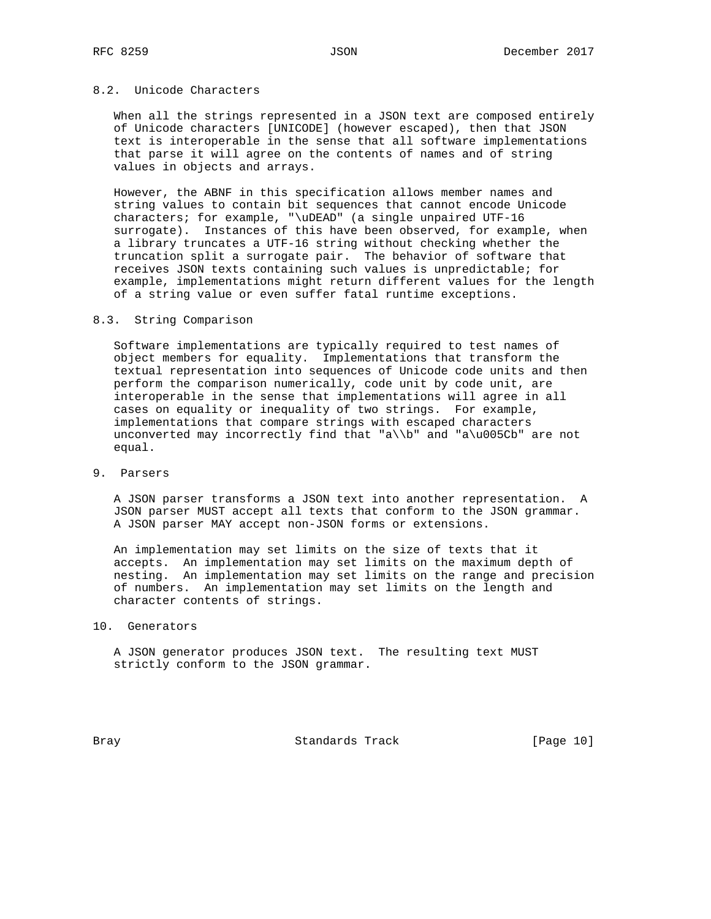### 8.2. Unicode Characters

When all the strings represented in a JSON text are composed entirely of Unicode characters [UNICODE] (however escaped), then that JSON text is interoperable in the sense that all software implementations that parse it will agree on the contents of names and of string values in objects and arrays.

However, the ABNF in this specification allows member names and string values to contain bit sequences that cannot encode Unicode characters; for example, "\uDEAD" (a single unpaired UTF-16 surrogate). Instances of this have been observed, for example, when a library truncates a UTF-16 string without checking whether the truncation split a surrogate pair. The behavior of software that receives JSON texts containing such values is unpredictable; for example, implementations might return different values for the length of a string value or even suffer fatal runtime exceptions.

### 8.3. String Comparison

Software implementations are typically required to test names of object members for equality. Implementations that transform the textual representation into sequences of Unicode code units and then perform the comparison numerically, code unit by code unit, are interoperable in the sense that implementations will agree in all cases on equality or inequality of two strings. For example, implementations that compare strings with escaped characters unconverted may incorrectly find that "a\\b" and "a\u005Cb" are not equal.

## 9. Parsers

A JSON parser transforms a JSON text into another representation. A JSON parser MUST accept all texts that conform to the JSON grammar. A JSON parser MAY accept non-JSON forms or extensions.

An implementation may set limits on the size of texts that it accepts. An implementation may set limits on the maximum depth of nesting. An implementation may set limits on the range and precision of numbers. An implementation may set limits on the length and character contents of strings.

## 10. Generators

A JSON generator produces JSON text. The resulting text MUST strictly conform to the JSON grammar.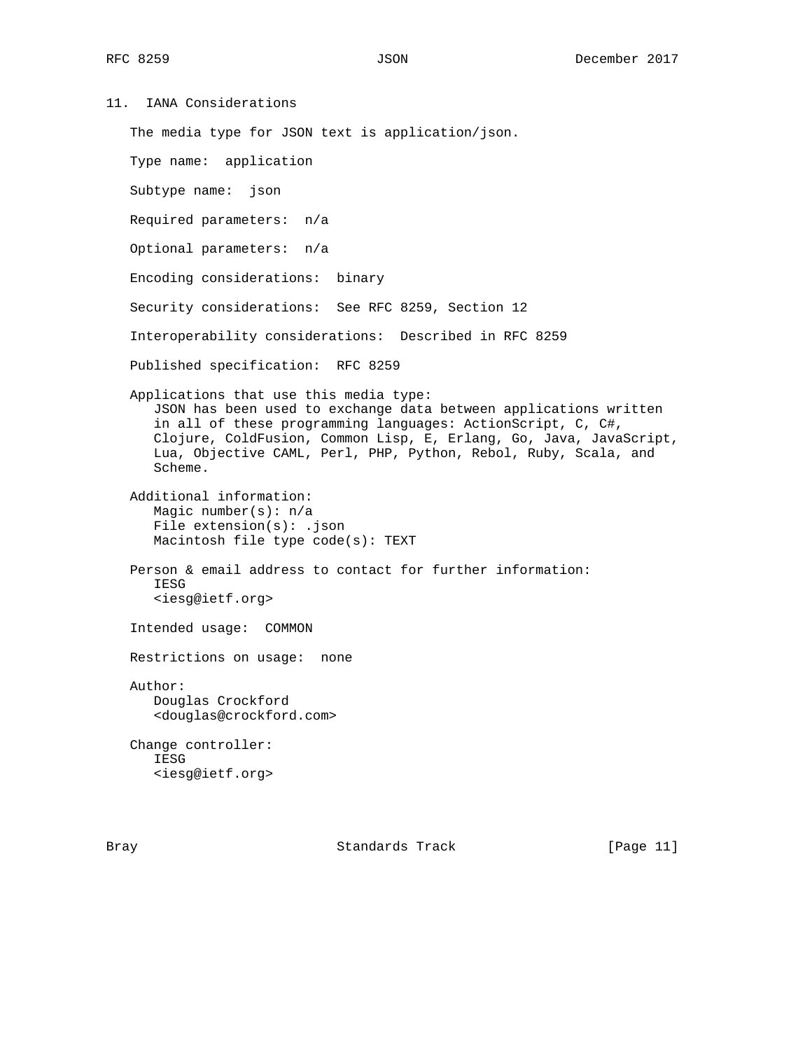## 11. IANA Considerations

The media type for JSON text is application/json.

Type name: application

Subtype name: json

Required parameters: n/a

Optional parameters: n/a

Encoding considerations: binary

Security considerations: See RFC 8259, Section 12

Interoperability considerations: Described in RFC 8259

Published specification: RFC 8259

Applications that use this media type:
JSON has been used to exchange data between applications written in all of these programming languages: ActionScript, C, C#, Clojure, ColdFusion, Common Lisp, E, Erlang, Go, Java, JavaScript, Lua, Objective CAML, Perl, PHP, Python, Rebol, Ruby, Scala, and Scheme.

Additional information:
Magic number(s): n/a
File extension(s): .json
Macintosh file type code(s): TEXT

Person & email address to contact for further information:
IESG
<iesg@ietf.org>

Intended usage: COMMON

Restrictions on usage: none

Author:
Douglas Crockford
<douglas@crockford.com>

Change controller:
IESG
<iesg@ietf.org>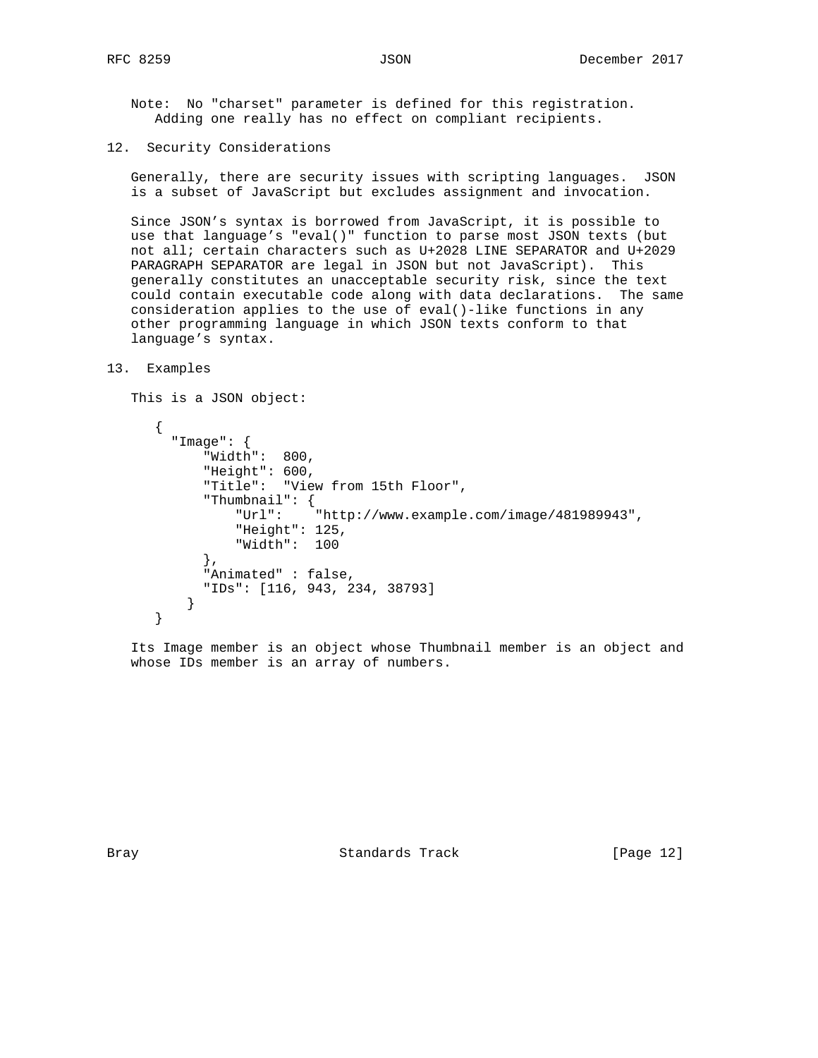Note: No "charset" parameter is defined for this registration. Adding one really has no effect on compliant recipients.

## 12. Security Considerations

Generally, there are security issues with scripting languages. JSON is a subset of JavaScript but excludes assignment and invocation.

Since JSON's syntax is borrowed from JavaScript, it is possible to use that language's "eval()" function to parse most JSON texts (but not all; certain characters such as U+2028 LINE SEPARATOR and U+2029 PARAGRAPH SEPARATOR are legal in JSON but not JavaScript). This generally constitutes an unacceptable security risk, since the text could contain executable code along with data declarations. The same consideration applies to the use of eval()-like functions in any other programming language in which JSON texts conform to that language's syntax.

## 13. Examples

This is a JSON object:

```
{
  "Image": {
      "Width":  800,
      "Height": 600,
      "Title":  "View from 15th Floor",
      "Thumbnail": {
          "Url":    "http://www.example.com/image/481989943",
          "Height": 125,
          "Width":  100
      },
      "Animated" : false,
      "IDs": [116, 943, 234, 38793]
    }
}
```

Its Image member is an object whose Thumbnail member is an object and whose IDs member is an array of numbers.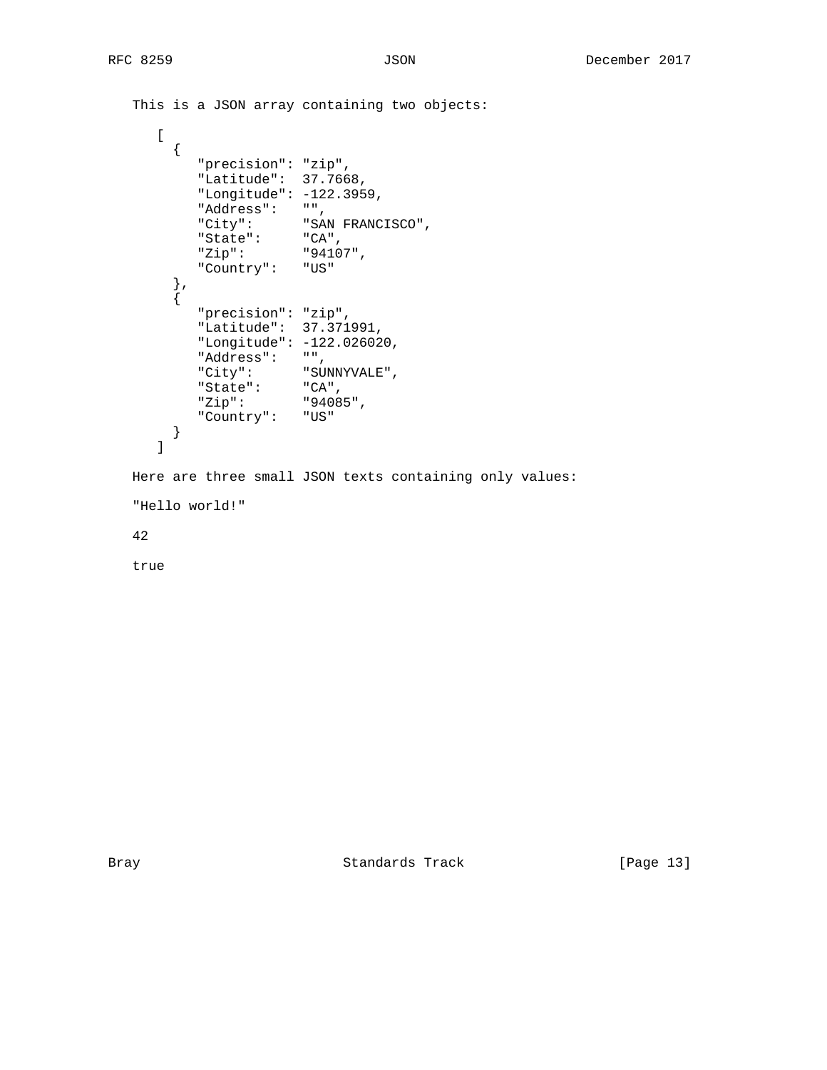This is a JSON array containing two objects:

```
[
  {
     "precision": "zip",
     "Latitude":  37.7668,
     "Longitude": -122.3959,
     "Address":   "",
     "City":      "SAN FRANCISCO",
     "State":     "CA",
     "Zip":       "94107",
     "Country":   "US"
  },
  {
     "precision": "zip",
     "Latitude":  37.371991,
     "Longitude": -122.026020,
     "Address":   "",
     "City":      "SUNNYVALE",
     "State":     "CA",
     "Zip":       "94085",
     "Country":   "US"
  }
]
```

Here are three small JSON texts containing only values:

```
"Hello world!"
```

```
42
```

```
true
```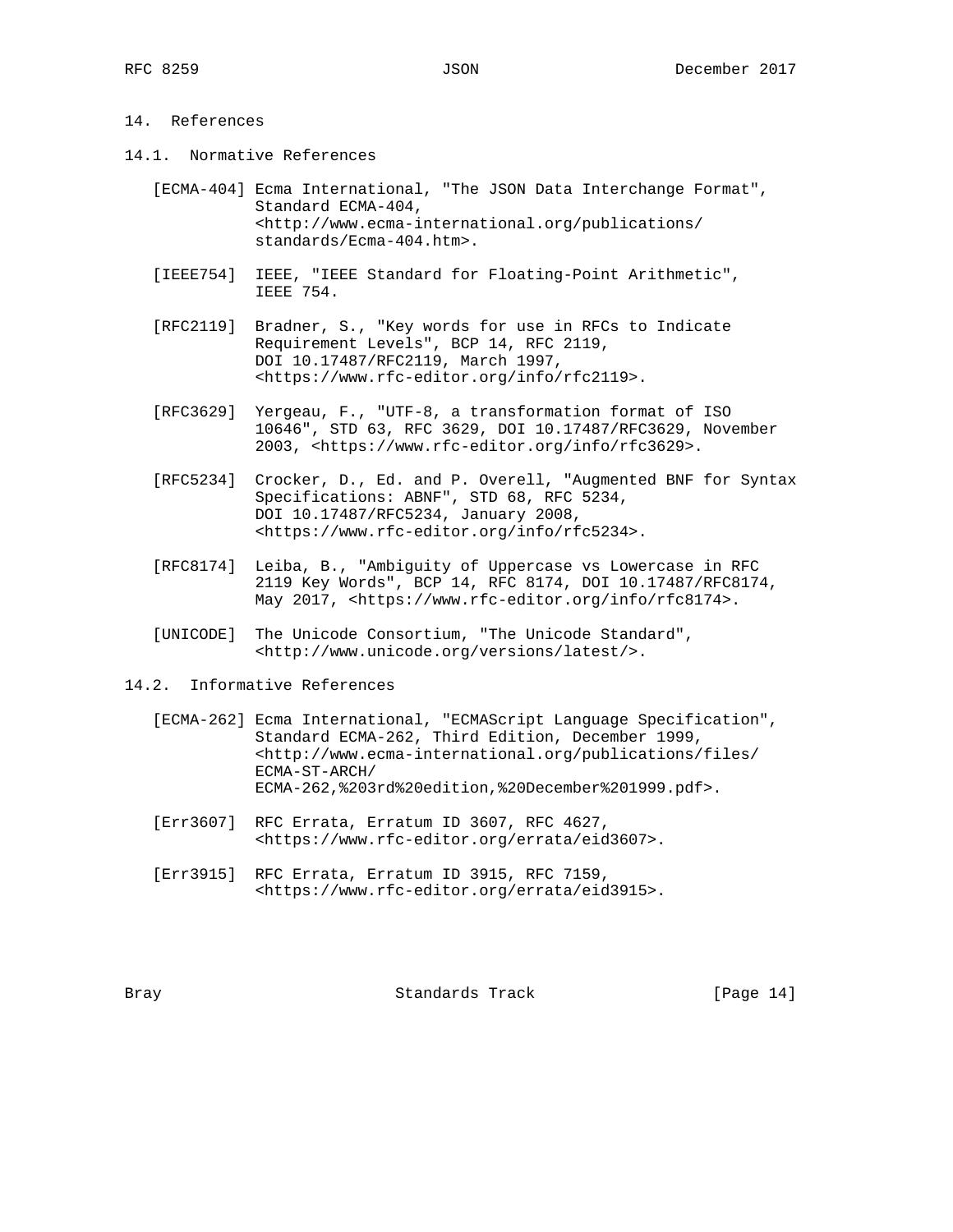## 14. References

### 14.1. Normative References

[ECMA-404] Ecma International, "The JSON Data Interchange Format", Standard ECMA-404, <http://www.ecma-international.org/publications/standards/Ecma-404.htm>.

[IEEE754] IEEE, "IEEE Standard for Floating-Point Arithmetic", IEEE 754.

[RFC2119] Bradner, S., "Key words for use in RFCs to Indicate Requirement Levels", BCP 14, RFC 2119, DOI 10.17487/RFC2119, March 1997, <https://www.rfc-editor.org/info/rfc2119>.

[RFC3629] Yergeau, F., "UTF-8, a transformation format of ISO 10646", STD 63, RFC 3629, DOI 10.17487/RFC3629, November 2003, <https://www.rfc-editor.org/info/rfc3629>.

[RFC5234] Crocker, D., Ed. and P. Overell, "Augmented BNF for Syntax Specifications: ABNF", STD 68, RFC 5234, DOI 10.17487/RFC5234, January 2008, <https://www.rfc-editor.org/info/rfc5234>.

[RFC8174] Leiba, B., "Ambiguity of Uppercase vs Lowercase in RFC 2119 Key Words", BCP 14, RFC 8174, DOI 10.17487/RFC8174, May 2017, <https://www.rfc-editor.org/info/rfc8174>.

[UNICODE] The Unicode Consortium, "The Unicode Standard", <http://www.unicode.org/versions/latest/>.

### 14.2. Informative References

[ECMA-262] Ecma International, "ECMAScript Language Specification", Standard ECMA-262, Third Edition, December 1999, <http://www.ecma-international.org/publications/files/ECMA-ST-ARCH/ECMA-262,%203rd%20edition,%20December%201999.pdf>.

[Err3607] RFC Errata, Erratum ID 3607, RFC 4627, <https://www.rfc-editor.org/errata/eid3607>.

[Err3915] RFC Errata, Erratum ID 3915, RFC 7159, <https://www.rfc-editor.org/errata/eid3915>.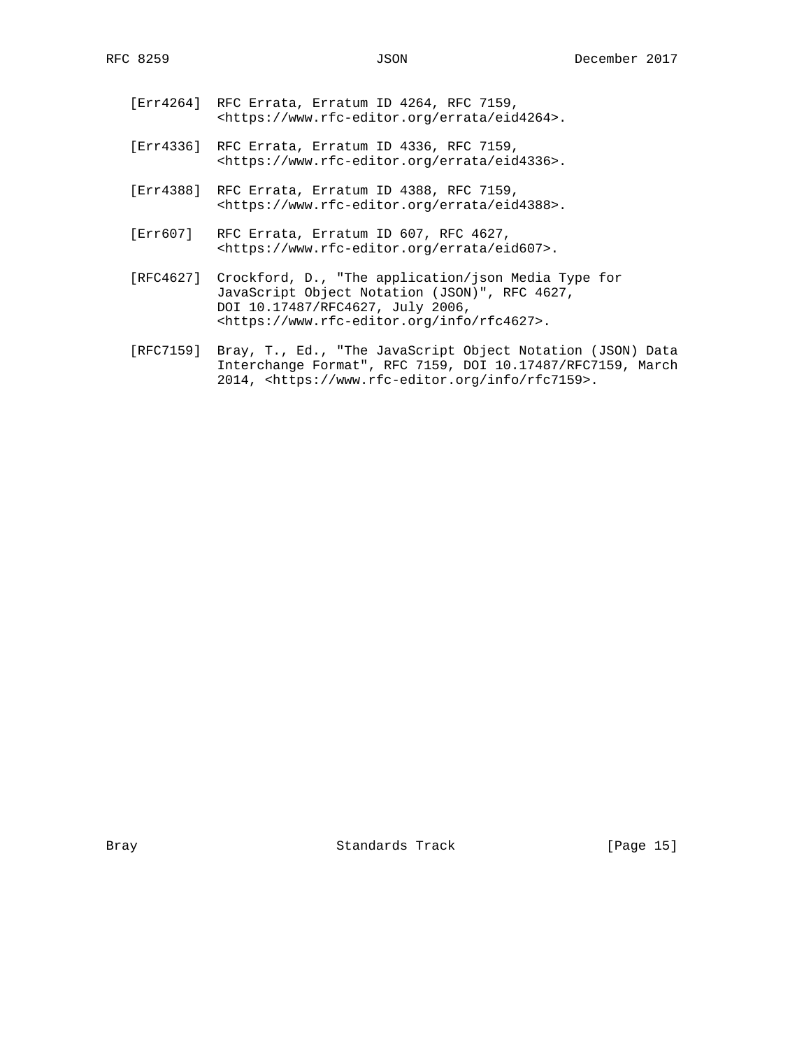[Err4264] RFC Errata, Erratum ID 4264, RFC 7159, <https://www.rfc-editor.org/errata/eid4264>.

[Err4336] RFC Errata, Erratum ID 4336, RFC 7159, <https://www.rfc-editor.org/errata/eid4336>.

[Err4388] RFC Errata, Erratum ID 4388, RFC 7159, <https://www.rfc-editor.org/errata/eid4388>.

[Err607] RFC Errata, Erratum ID 607, RFC 4627, <https://www.rfc-editor.org/errata/eid607>.

[RFC4627] Crockford, D., "The application/json Media Type for JavaScript Object Notation (JSON)", RFC 4627, DOI 10.17487/RFC4627, July 2006, <https://www.rfc-editor.org/info/rfc4627>.

[RFC7159] Bray, T., Ed., "The JavaScript Object Notation (JSON) Data Interchange Format", RFC 7159, DOI 10.17487/RFC7159, March 2014, <https://www.rfc-editor.org/info/rfc7159>.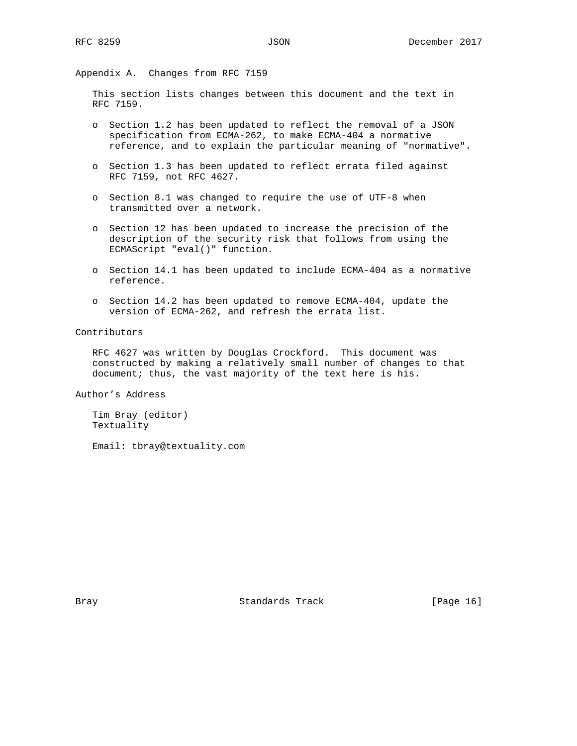## Appendix A. Changes from RFC 7159

This section lists changes between this document and the text in RFC 7159.

- Section 1.2 has been updated to reflect the removal of a JSON specification from ECMA-262, to make ECMA-404 a normative reference, and to explain the particular meaning of "normative".

- Section 1.3 has been updated to reflect errata filed against RFC 7159, not RFC 4627.

- Section 8.1 was changed to require the use of UTF-8 when transmitted over a network.

- Section 12 has been updated to increase the precision of the description of the security risk that follows from using the ECMAScript "eval()" function.

- Section 14.1 has been updated to include ECMA-404 as a normative reference.

- Section 14.2 has been updated to remove ECMA-404, update the version of ECMA-262, and refresh the errata list.

## Contributors

RFC 4627 was written by Douglas Crockford. This document was constructed by making a relatively small number of changes to that document; thus, the vast majority of the text here is his.

## Author's Address

Tim Bray (editor)
Textuality

Email: tbray@textuality.com